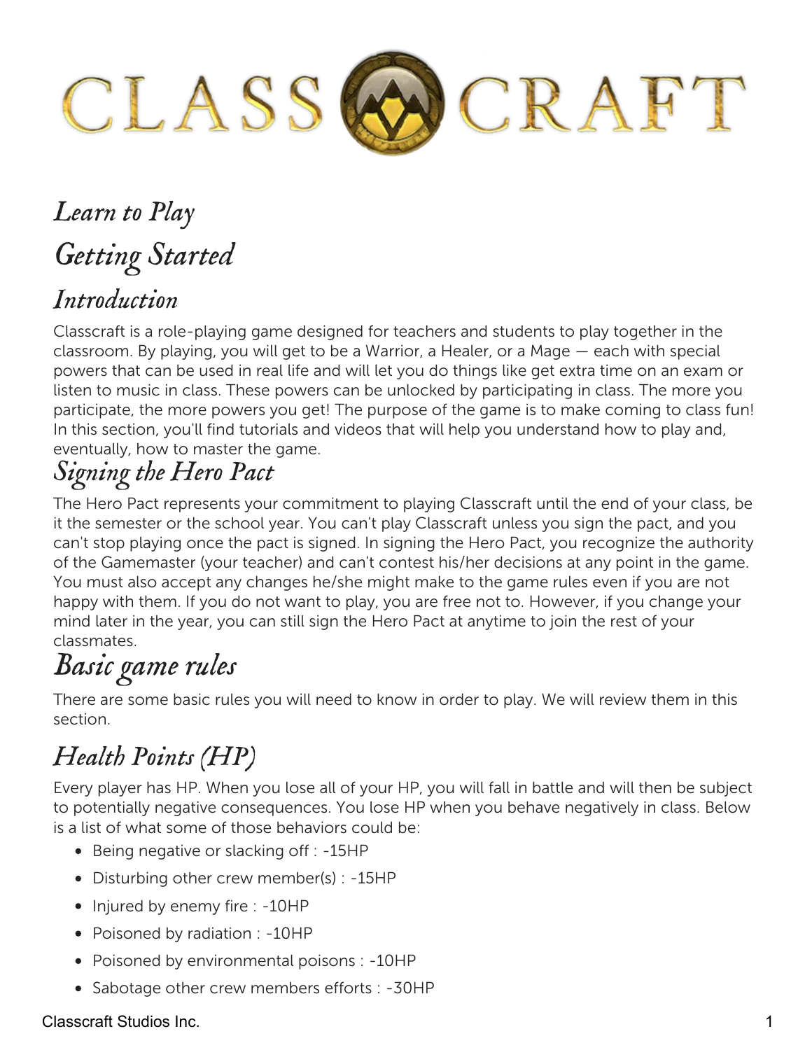# CLASSCRAFT

# Learn to Play

## Getting Started

### Introduction

Classcraft is a role-playing game designed for teachers and students to play together in the classroom. By playing, you will get to be a Warrior, a Healer, or a Mage — each with special powers that can be used in real life and will let you do things like get extra time on an exam or listen to music in class. These powers can be unlocked by participating in class. The more you participate, the more powers you get! The purpose of the game is to make coming to class fun! In this section, you'll find tutorials and videos that will help you understand how to play and, eventually, how to master the game.

### Signing the Hero Pact

The Hero Pact represents your commitment to playing Classcraft until the end of your class, be it the semester or the school year. You can't play Classcraft unless you sign the pact, and you can't stop playing once the pact is signed. In signing the Hero Pact, you recognize the authority of the Gamemaster (your teacher) and can't contest his/her decisions at any point in the game. You must also accept any changes he/she might make to the game rules even if you are not happy with them. If you do not want to play, you are free not to. However, if you change your mind later in the year, you can still sign the Hero Pact at anytime to join the rest of your classmates.

## Basic game rules

There are some basic rules you will need to know in order to play. We will review them in this section.

### Health Points (HP)

Every player has HP. When you lose all of your HP, you will fall in battle and will then be subject to potentially negative consequences. You lose HP when you behave negatively in class. Below is a list of what some of those behaviors could be:

- Being negative or slacking off : -15HP
- Disturbing other crew member(s) : -15HP
- Injured by enemy fire : -10HP
- Poisoned by radiation : -10HP
- Poisoned by environmental poisons : -10HP
- Sabotage other crew members efforts : -30HP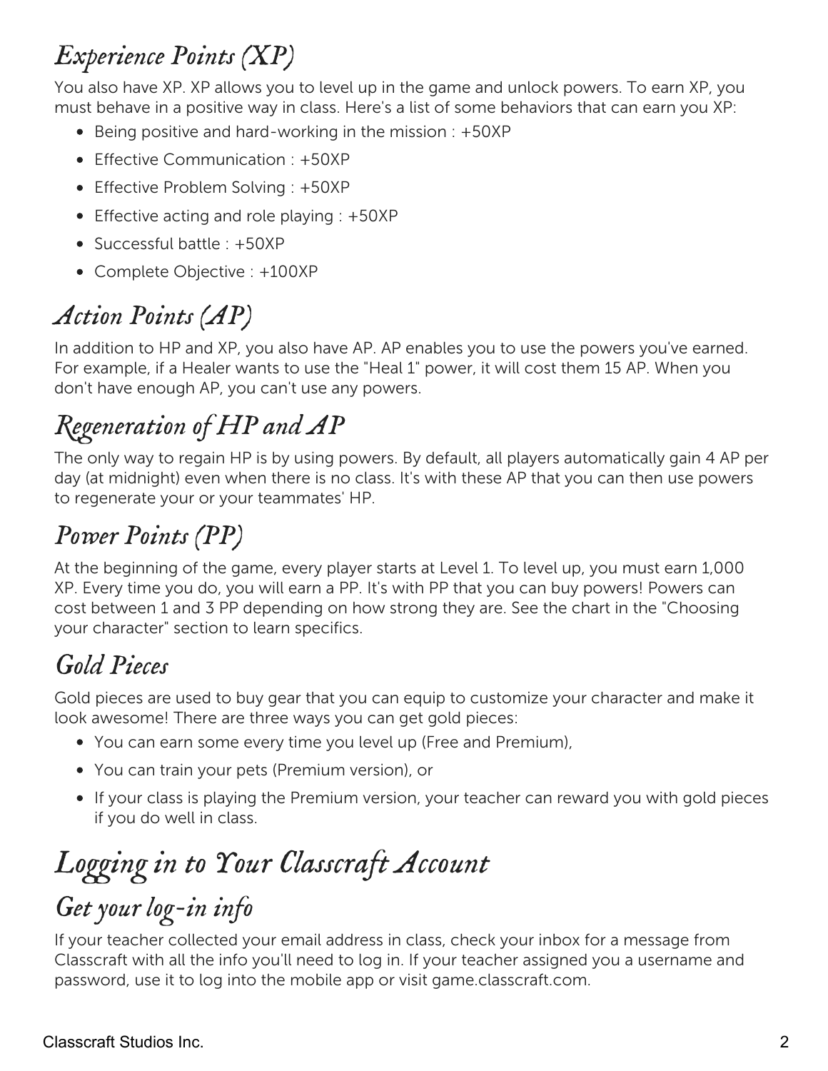## Experience Points (XP)

You also have XP. XP allows you to level up in the game and unlock powers. To earn XP, you must behave in a positive way in class. Here's a list of some behaviors that can earn you XP:

- Being positive and hard-working in the mission : +50XP
- Effective Communication : +50XP
- Effective Problem Solving : +50XP
- Effective acting and role playing : +50XP
- Successful battle : +50XP
- Complete Objective : +100XP

## Action Points (AP)

In addition to HP and XP, you also have AP. AP enables you to use the powers you've earned. For example, if a Healer wants to use the "Heal 1" power, it will cost them 15 AP. When you don't have enough AP, you can't use any powers.

## Regeneration of HP and AP

The only way to regain HP is by using powers. By default, all players automatically gain 4 AP per day (at midnight) even when there is no class. It's with these AP that you can then use powers to regenerate your or your teammates' HP.

## Power Points (PP)

At the beginning of the game, every player starts at Level 1. To level up, you must earn 1,000 XP. Every time you do, you will earn a PP. It's with PP that you can buy powers! Powers can cost between 1 and 3 PP depending on how strong they are. See the chart in the "Choosing your character" section to learn specifics.

## Gold Pieces

Gold pieces are used to buy gear that you can equip to customize your character and make it look awesome! There are three ways you can get gold pieces:

- You can earn some every time you level up (Free and Premium),
- You can train your pets (Premium version), or
- If your class is playing the Premium version, your teacher can reward you with gold pieces if you do well in class.

# Logging in to Your Classcraft Account

## Get your log-in info

If your teacher collected your email address in class, check your inbox for a message from Classcraft with all the info you'll need to log in. If your teacher assigned you a username and password, use it to log into the mobile app or visit game.classcraft.com.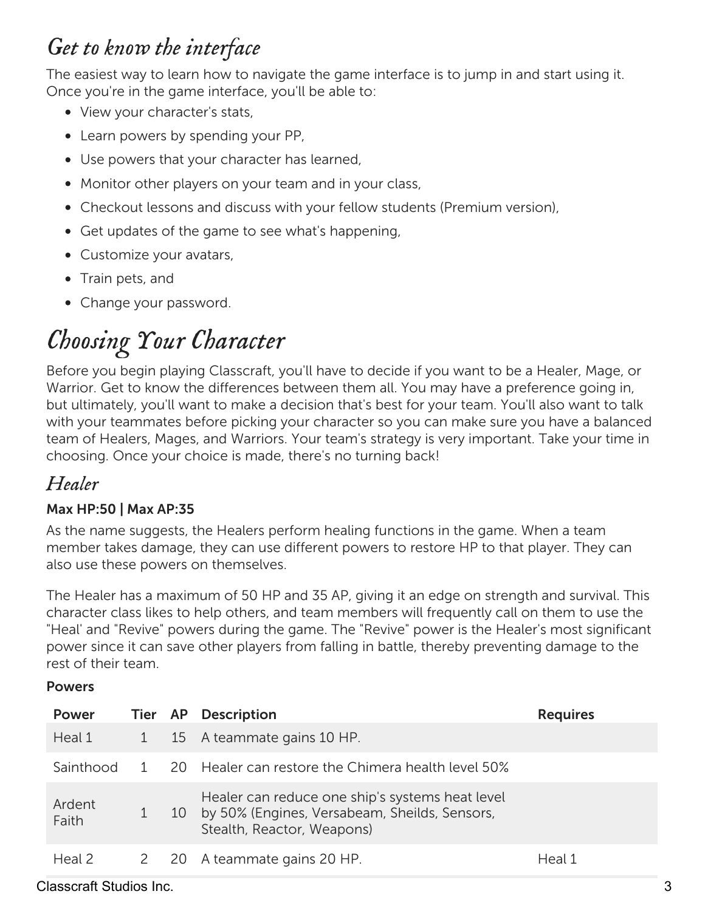## Get to know the interface

The easiest way to learn how to navigate the game interface is to jump in and start using it. Once you're in the game interface, you'll be able to:

- View your character's stats,
- Learn powers by spending your PP,
- Use powers that your character has learned,
- Monitor other players on your team and in your class,
- Checkout lessons and discuss with your fellow students (Premium version),
- Get updates of the game to see what's happening,
- Customize your avatars,
- Train pets, and
- Change your password.

# Choosing Your Character

Before you begin playing Classcraft, you'll have to decide if you want to be a Healer, Mage, or Warrior. Get to know the differences between them all. You may have a preference going in, but ultimately, you'll want to make a decision that's best for your team. You'll also want to talk with your teammates before picking your character so you can make sure you have a balanced team of Healers, Mages, and Warriors. Your team's strategy is very important. Take your time in choosing. Once your choice is made, there's no turning back!

## Healer

**Max HP:50 | Max AP:35**

As the name suggests, the Healers perform healing functions in the game. When a team member takes damage, they can use different powers to restore HP to that player. They can also use these powers on themselves.

The Healer has a maximum of 50 HP and 35 AP, giving it an edge on strength and survival. This character class likes to help others, and team members will frequently call on them to use the "Heal' and "Revive" powers during the game. The "Revive" power is the Healer's most significant power since it can save other players from falling in battle, thereby preventing damage to the rest of their team.

**Powers**

| Power | Tier | AP | Description | Requires |
|---|---|---|---|---|
| Heal 1 | 1 | 15 | A teammate gains 10 HP. | |
| Sainthood | 1 | 20 | Healer can restore the Chimera health level 50% | |
| Ardent Faith | 1 | 10 | Healer can reduce one ship's systems heat level by 50% (Engines, Versabeam, Sheilds, Sensors, Stealth, Reactor, Weapons) | |
| Heal 2 | 2 | 20 | A teammate gains 20 HP. | Heal 1 |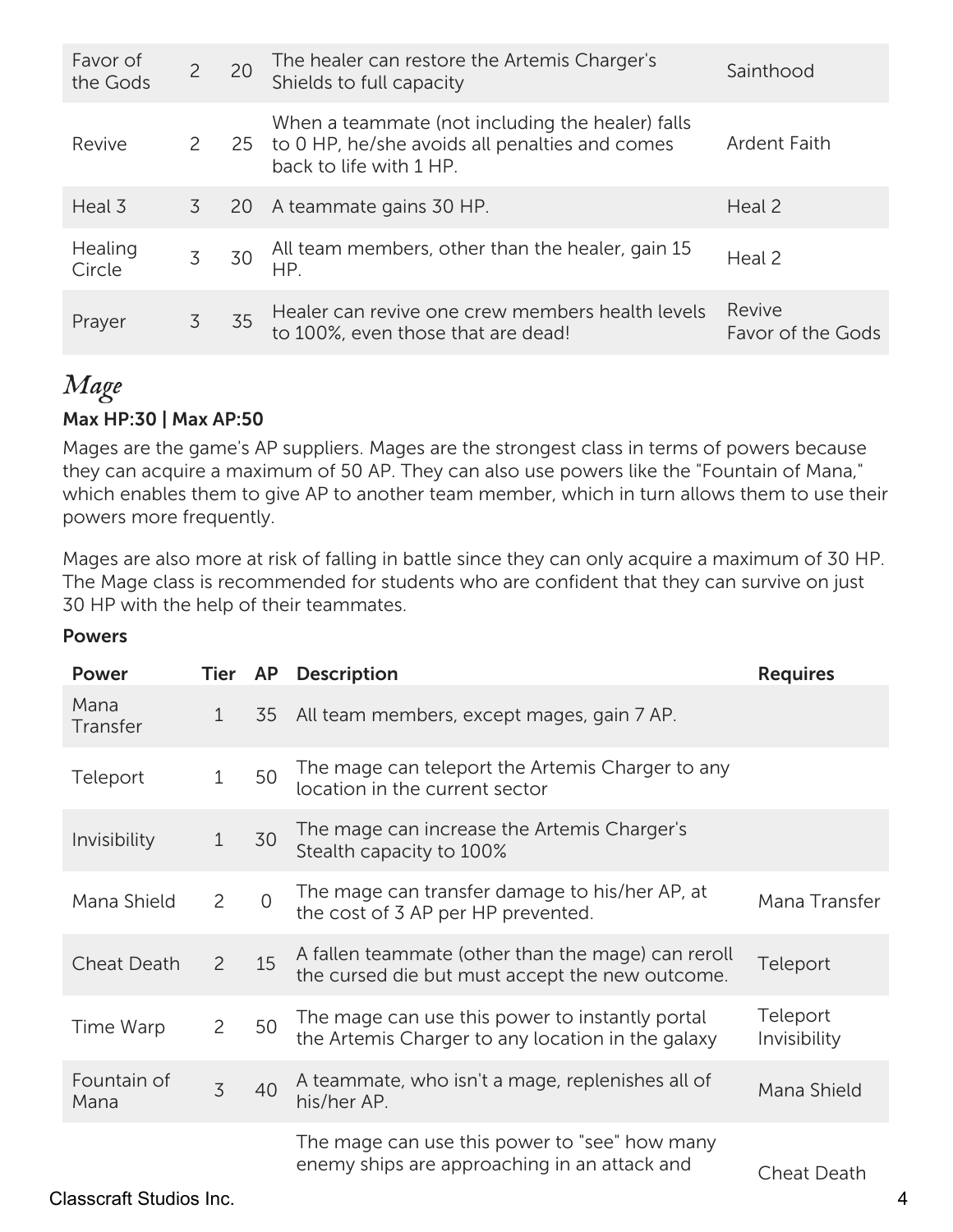| Favor of the Gods | 2 | 20 | The healer can restore the Artemis Charger's Shields to full capacity | Sainthood |
|---|---|---|---|---|
| Revive | 2 | 25 | When a teammate (not including the healer) falls to 0 HP, he/she avoids all penalties and comes back to life with 1 HP. | Ardent Faith |
| Heal 3 | 3 | 20 | A teammate gains 30 HP. | Heal 2 |
| Healing Circle | 3 | 30 | All team members, other than the healer, gain 15 HP. | Heal 2 |
| Prayer | 3 | 35 | Healer can revive one crew members health levels to 100%, even those that are dead! | Revive<br>Favor of the Gods |

## *Mage*

**Max HP:30 | Max AP:50**

Mages are the game's AP suppliers. Mages are the strongest class in terms of powers because they can acquire a maximum of 50 AP. They can also use powers like the "Fountain of Mana," which enables them to give AP to another team member, which in turn allows them to use their powers more frequently.

Mages are also more at risk of falling in battle since they can only acquire a maximum of 30 HP. The Mage class is recommended for students who are confident that they can survive on just 30 HP with the help of their teammates.

**Powers**

| Power | Tier | AP | Description | Requires |
|---|---|---|---|---|
| Mana Transfer | 1 | 35 | All team members, except mages, gain 7 AP. | |
| Teleport | 1 | 50 | The mage can teleport the Artemis Charger to any location in the current sector | |
| Invisibility | 1 | 30 | The mage can increase the Artemis Charger's Stealth capacity to 100% | |
| Mana Shield | 2 | 0 | The mage can transfer damage to his/her AP, at the cost of 3 AP per HP prevented. | Mana Transfer |
| Cheat Death | 2 | 15 | A fallen teammate (other than the mage) can reroll the cursed die but must accept the new outcome. | Teleport |
| Time Warp | 2 | 50 | The mage can use this power to instantly portal the Artemis Charger to any location in the galaxy | Teleport<br>Invisibility |
| Fountain of Mana | 3 | 40 | A teammate, who isn't a mage, replenishes all of his/her AP. | Mana Shield |
| | | | The mage can use this power to "see" how many enemy ships are approaching in an attack and | Cheat Death |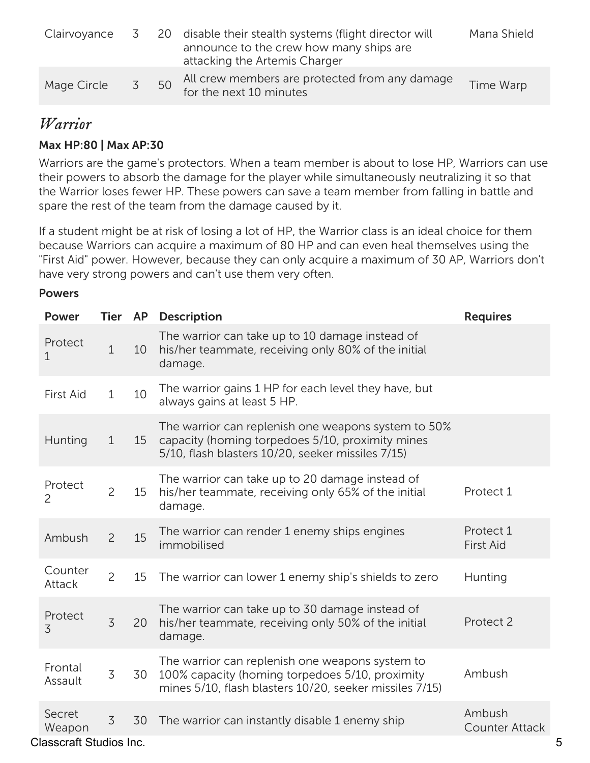| Clairvoyance | 3 | 20 | disable their stealth systems (flight director will announce to the crew how many ships are attacking the Artemis Charger | Mana Shield |
|---|---|---|---|---|
| Mage Circle | 3 | 50 | All crew members are protected from any damage for the next 10 minutes | Time Warp |

## *Warrior*

**Max HP:80 | Max AP:30**

Warriors are the game's protectors. When a team member is about to lose HP, Warriors can use their powers to absorb the damage for the player while simultaneously neutralizing it so that the Warrior loses fewer HP. These powers can save a team member from falling in battle and spare the rest of the team from the damage caused by it.

If a student might be at risk of losing a lot of HP, the Warrior class is an ideal choice for them because Warriors can acquire a maximum of 80 HP and can even heal themselves using the "First Aid" power. However, because they can only acquire a maximum of 30 AP, Warriors don't have very strong powers and can't use them very often.

**Powers**

| Power | Tier | AP | Description | Requires |
|---|---|---|---|---|
| Protect 1 | 1 | 10 | The warrior can take up to 10 damage instead of his/her teammate, receiving only 80% of the initial damage. | |
| First Aid | 1 | 10 | The warrior gains 1 HP for each level they have, but always gains at least 5 HP. | |
| Hunting | 1 | 15 | The warrior can replenish one weapons system to 50% capacity (homing torpedoes 5/10, proximity mines 5/10, flash blasters 10/20, seeker missiles 7/15) | |
| Protect 2 | 2 | 15 | The warrior can take up to 20 damage instead of his/her teammate, receiving only 65% of the initial damage. | Protect 1 |
| Ambush | 2 | 15 | The warrior can render 1 enemy ships engines immobilised | Protect 1<br>First Aid |
| Counter Attack | 2 | 15 | The warrior can lower 1 enemy ship's shields to zero | Hunting |
| Protect 3 | 3 | 20 | The warrior can take up to 30 damage instead of his/her teammate, receiving only 50% of the initial damage. | Protect 2 |
| Frontal Assault | 3 | 30 | The warrior can replenish one weapons system to 100% capacity (homing torpedoes 5/10, proximity mines 5/10, flash blasters 10/20, seeker missiles 7/15) | Ambush |
| Secret Weapon | 3 | 30 | The warrior can instantly disable 1 enemy ship | Ambush<br>Counter Attack |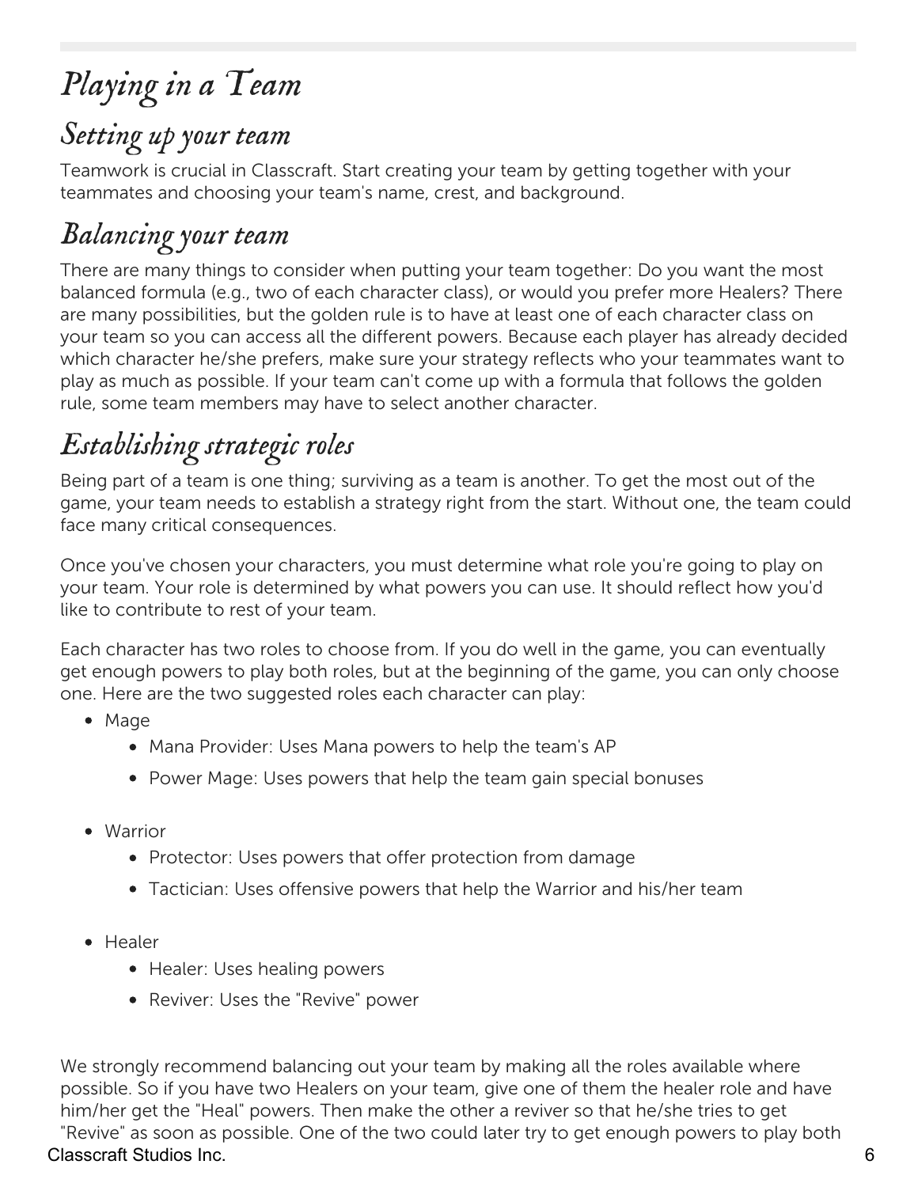# Playing in a Team

## Setting up your team

Teamwork is crucial in Classcraft. Start creating your team by getting together with your teammates and choosing your team's name, crest, and background.

## Balancing your team

There are many things to consider when putting your team together: Do you want the most balanced formula (e.g., two of each character class), or would you prefer more Healers? There are many possibilities, but the golden rule is to have at least one of each character class on your team so you can access all the different powers. Because each player has already decided which character he/she prefers, make sure your strategy reflects who your teammates want to play as much as possible. If your team can't come up with a formula that follows the golden rule, some team members may have to select another character.

## Establishing strategic roles

Being part of a team is one thing; surviving as a team is another. To get the most out of the game, your team needs to establish a strategy right from the start. Without one, the team could face many critical consequences.

Once you've chosen your characters, you must determine what role you're going to play on your team. Your role is determined by what powers you can use. It should reflect how you'd like to contribute to rest of your team.

Each character has two roles to choose from. If you do well in the game, you can eventually get enough powers to play both roles, but at the beginning of the game, you can only choose one. Here are the two suggested roles each character can play:

- Mage
    - Mana Provider: Uses Mana powers to help the team's AP
    - Power Mage: Uses powers that help the team gain special bonuses
- Warrior
    - Protector: Uses powers that offer protection from damage
    - Tactician: Uses offensive powers that help the Warrior and his/her team
- Healer
    - Healer: Uses healing powers
    - Reviver: Uses the "Revive" power

We strongly recommend balancing out your team by making all the roles available where possible. So if you have two Healers on your team, give one of them the healer role and have him/her get the "Heal" powers. Then make the other a reviver so that he/she tries to get "Revive" as soon as possible. One of the two could later try to get enough powers to play both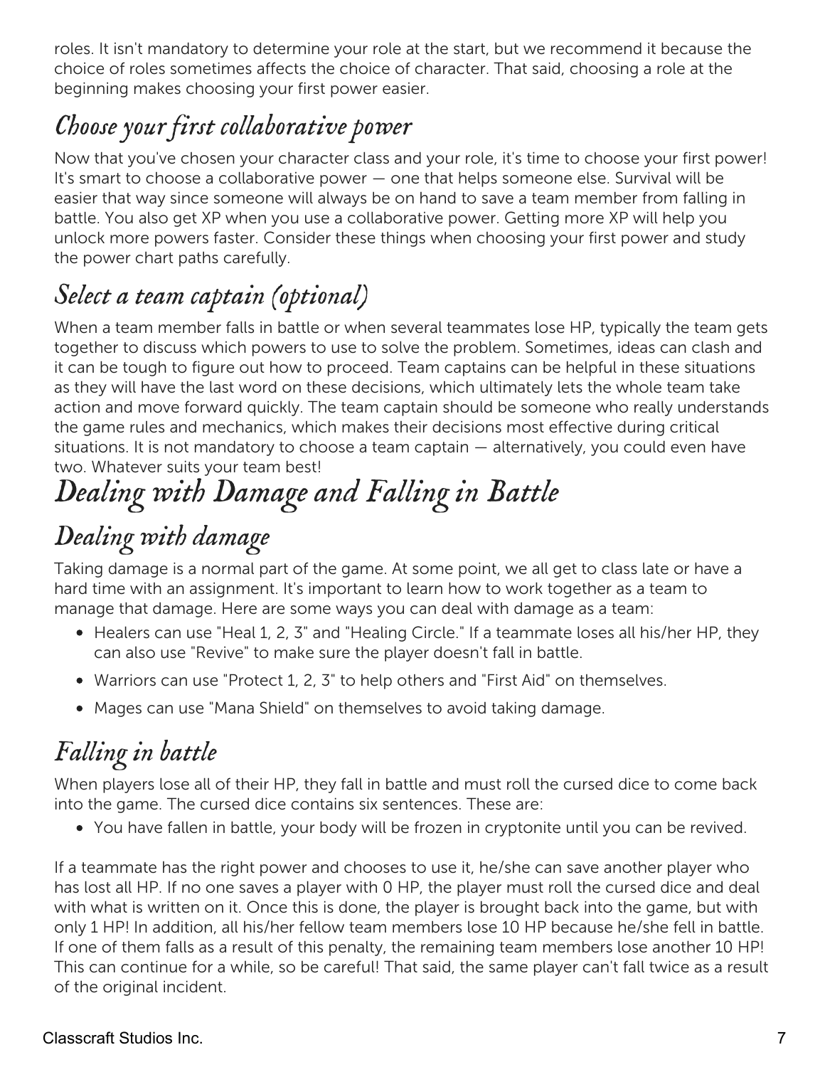roles. It isn't mandatory to determine your role at the start, but we recommend it because the choice of roles sometimes affects the choice of character. That said, choosing a role at the beginning makes choosing your first power easier.

## Choose your first collaborative power

Now that you've chosen your character class and your role, it's time to choose your first power! It's smart to choose a collaborative power — one that helps someone else. Survival will be easier that way since someone will always be on hand to save a team member from falling in battle. You also get XP when you use a collaborative power. Getting more XP will help you unlock more powers faster. Consider these things when choosing your first power and study the power chart paths carefully.

## Select a team captain (optional)

When a team member falls in battle or when several teammates lose HP, typically the team gets together to discuss which powers to use to solve the problem. Sometimes, ideas can clash and it can be tough to figure out how to proceed. Team captains can be helpful in these situations as they will have the last word on these decisions, which ultimately lets the whole team take action and move forward quickly. The team captain should be someone who really understands the game rules and mechanics, which makes their decisions most effective during critical situations. It is not mandatory to choose a team captain — alternatively, you could even have two. Whatever suits your team best!

# Dealing with Damage and Falling in Battle

## Dealing with damage

Taking damage is a normal part of the game. At some point, we all get to class late or have a hard time with an assignment. It's important to learn how to work together as a team to manage that damage. Here are some ways you can deal with damage as a team:

- Healers can use "Heal 1, 2, 3" and "Healing Circle." If a teammate loses all his/her HP, they can also use "Revive" to make sure the player doesn't fall in battle.
- Warriors can use "Protect 1, 2, 3" to help others and "First Aid" on themselves.
- Mages can use "Mana Shield" on themselves to avoid taking damage.

## Falling in battle

When players lose all of their HP, they fall in battle and must roll the cursed dice to come back into the game. The cursed dice contains six sentences. These are:

- You have fallen in battle, your body will be frozen in cryptonite until you can be revived.

If a teammate has the right power and chooses to use it, he/she can save another player who has lost all HP. If no one saves a player with 0 HP, the player must roll the cursed dice and deal with what is written on it. Once this is done, the player is brought back into the game, but with only 1 HP! In addition, all his/her fellow team members lose 10 HP because he/she fell in battle. If one of them falls as a result of this penalty, the remaining team members lose another 10 HP! This can continue for a while, so be careful! That said, the same player can't fall twice as a result of the original incident.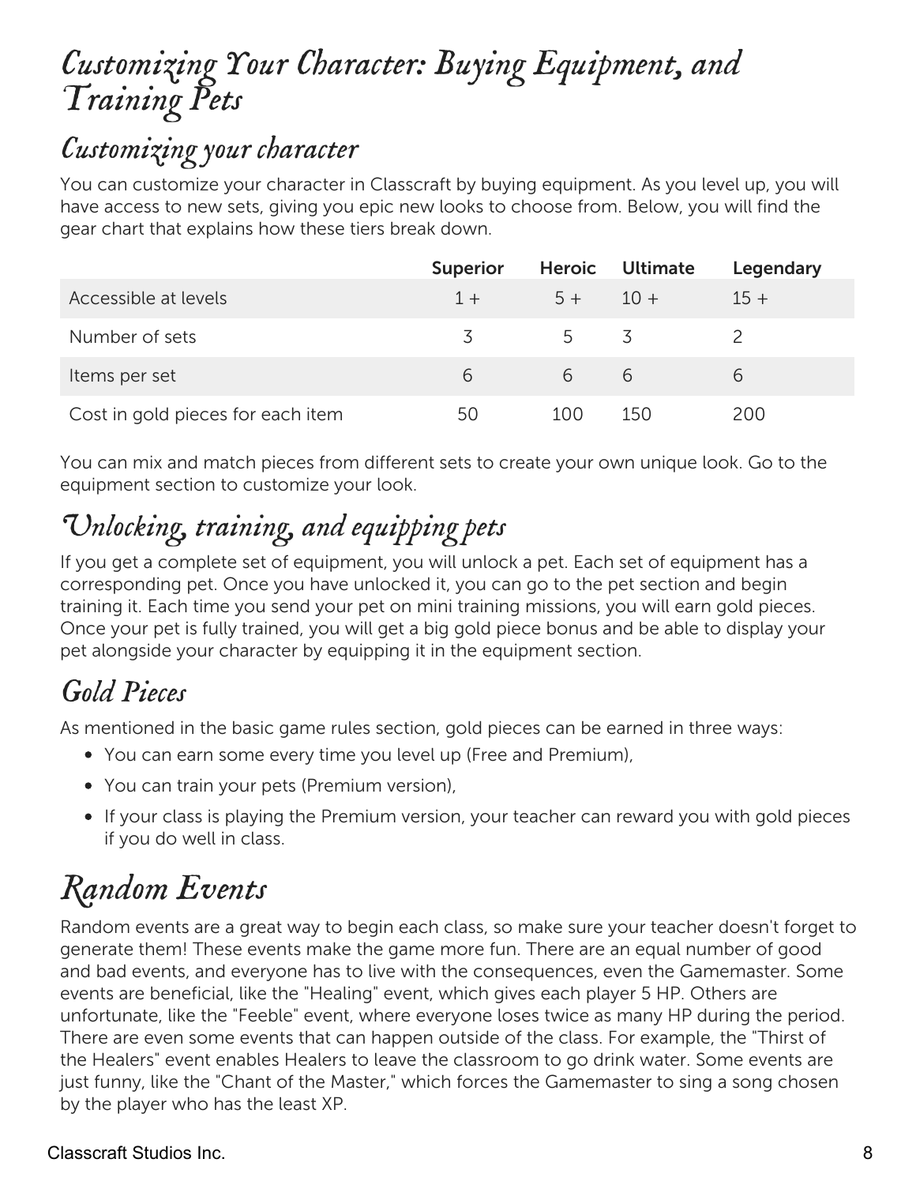# Customizing Your Character: Buying Equipment, and Training Pets

## Customizing your character

You can customize your character in Classcraft by buying equipment. As you level up, you will have access to new sets, giving you epic new looks to choose from. Below, you will find the gear chart that explains how these tiers break down.

| | Superior | Heroic | Ultimate | Legendary |
|---|---|---|---|---|
| Accessible at levels | 1 + | 5 + | 10 + | 15 + |
| Number of sets | 3 | 5 | 3 | 2 |
| Items per set | 6 | 6 | 6 | 6 |
| Cost in gold pieces for each item | 50 | 100 | 150 | 200 |

You can mix and match pieces from different sets to create your own unique look. Go to the equipment section to customize your look.

## Unlocking, training, and equipping pets

If you get a complete set of equipment, you will unlock a pet. Each set of equipment has a corresponding pet. Once you have unlocked it, you can go to the pet section and begin training it. Each time you send your pet on mini training missions, you will earn gold pieces. Once your pet is fully trained, you will get a big gold piece bonus and be able to display your pet alongside your character by equipping it in the equipment section.

## Gold Pieces

As mentioned in the basic game rules section, gold pieces can be earned in three ways:

- You can earn some every time you level up (Free and Premium),
- You can train your pets (Premium version),
- If your class is playing the Premium version, your teacher can reward you with gold pieces if you do well in class.

# Random Events

Random events are a great way to begin each class, so make sure your teacher doesn't forget to generate them! These events make the game more fun. There are an equal number of good and bad events, and everyone has to live with the consequences, even the Gamemaster. Some events are beneficial, like the "Healing" event, which gives each player 5 HP. Others are unfortunate, like the "Feeble" event, where everyone loses twice as many HP during the period. There are even some events that can happen outside of the class. For example, the "Thirst of the Healers" event enables Healers to leave the classroom to go drink water. Some events are just funny, like the "Chant of the Master," which forces the Gamemaster to sing a song chosen by the player who has the least XP.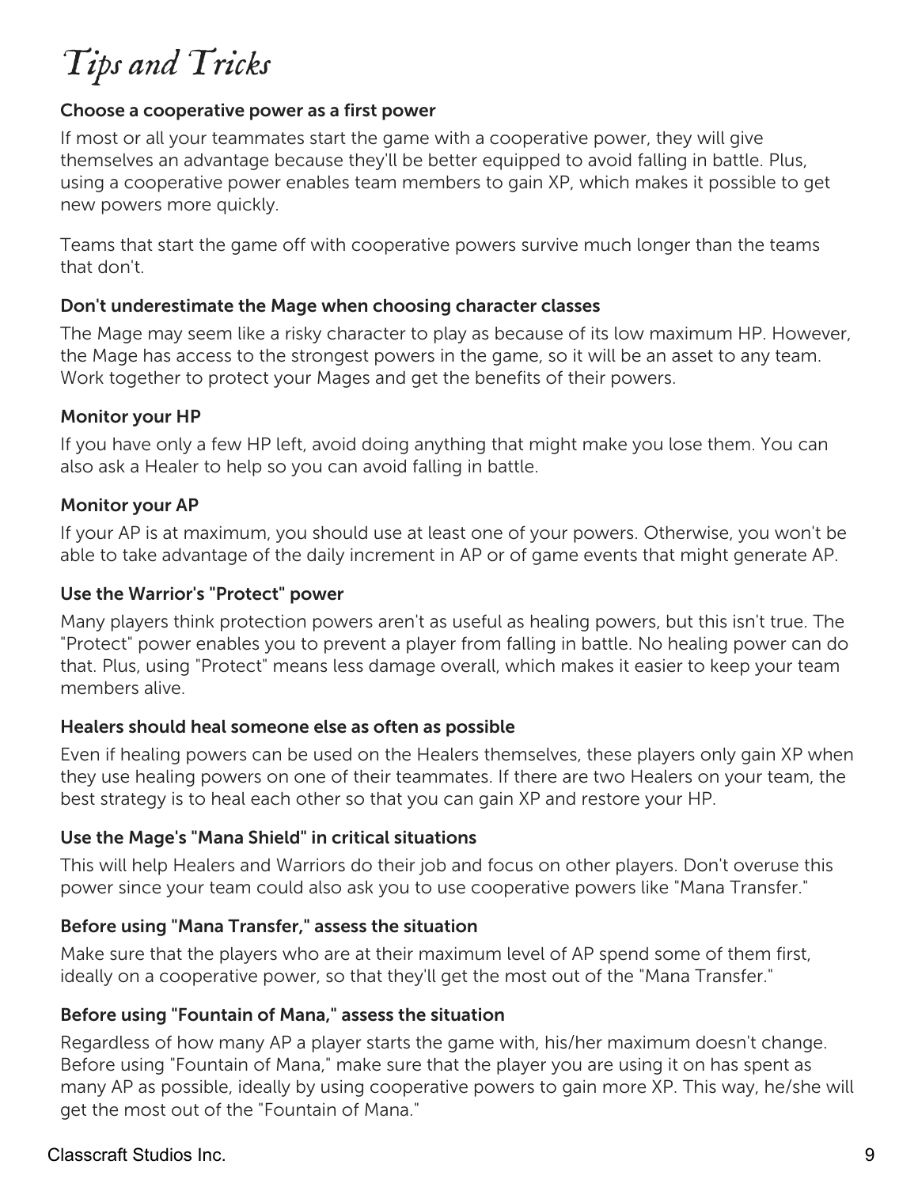# Tips and Tricks

**Choose a cooperative power as a first power**

If most or all your teammates start the game with a cooperative power, they will give themselves an advantage because they'll be better equipped to avoid falling in battle. Plus, using a cooperative power enables team members to gain XP, which makes it possible to get new powers more quickly.

Teams that start the game off with cooperative powers survive much longer than the teams that don't.

**Don't underestimate the Mage when choosing character classes**

The Mage may seem like a risky character to play as because of its low maximum HP. However, the Mage has access to the strongest powers in the game, so it will be an asset to any team. Work together to protect your Mages and get the benefits of their powers.

**Monitor your HP**

If you have only a few HP left, avoid doing anything that might make you lose them. You can also ask a Healer to help so you can avoid falling in battle.

**Monitor your AP**

If your AP is at maximum, you should use at least one of your powers. Otherwise, you won't be able to take advantage of the daily increment in AP or of game events that might generate AP.

**Use the Warrior's "Protect" power**

Many players think protection powers aren't as useful as healing powers, but this isn't true. The "Protect" power enables you to prevent a player from falling in battle. No healing power can do that. Plus, using "Protect" means less damage overall, which makes it easier to keep your team members alive.

**Healers should heal someone else as often as possible**

Even if healing powers can be used on the Healers themselves, these players only gain XP when they use healing powers on one of their teammates. If there are two Healers on your team, the best strategy is to heal each other so that you can gain XP and restore your HP.

**Use the Mage's "Mana Shield" in critical situations**

This will help Healers and Warriors do their job and focus on other players. Don't overuse this power since your team could also ask you to use cooperative powers like "Mana Transfer."

**Before using "Mana Transfer," assess the situation**

Make sure that the players who are at their maximum level of AP spend some of them first, ideally on a cooperative power, so that they'll get the most out of the "Mana Transfer."

**Before using "Fountain of Mana," assess the situation**

Regardless of how many AP a player starts the game with, his/her maximum doesn't change. Before using "Fountain of Mana," make sure that the player you are using it on has spent as many AP as possible, ideally by using cooperative powers to gain more XP. This way, he/she will get the most out of the "Fountain of Mana."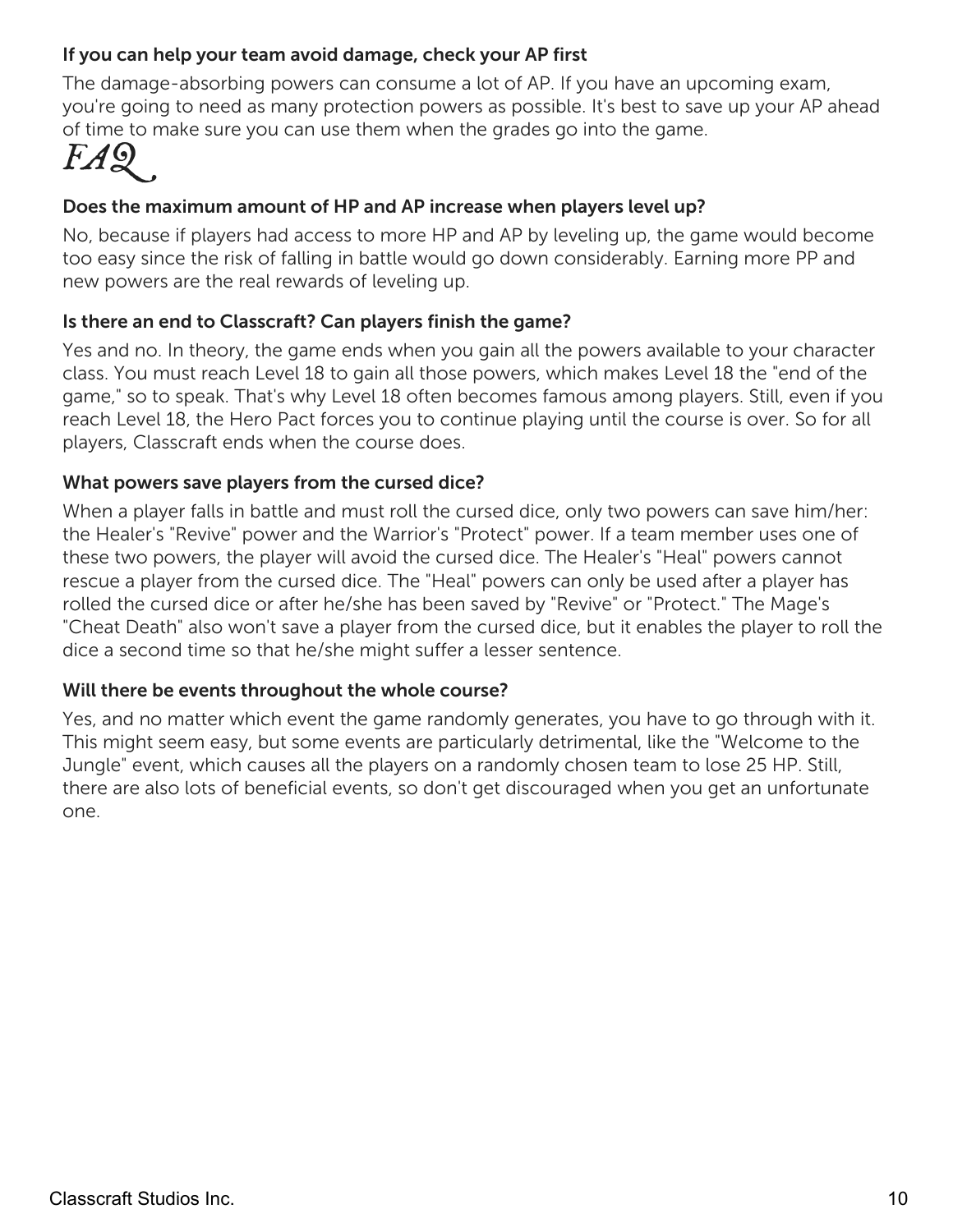### If you can help your team avoid damage, check your AP first

The damage-absorbing powers can consume a lot of AP. If you have an upcoming exam, you're going to need as many protection powers as possible. It's best to save up your AP ahead of time to make sure you can use them when the grades go into the game.

# FAQ

### Does the maximum amount of HP and AP increase when players level up?

No, because if players had access to more HP and AP by leveling up, the game would become too easy since the risk of falling in battle would go down considerably. Earning more PP and new powers are the real rewards of leveling up.

### Is there an end to Classcraft? Can players finish the game?

Yes and no. In theory, the game ends when you gain all the powers available to your character class. You must reach Level 18 to gain all those powers, which makes Level 18 the "end of the game," so to speak. That's why Level 18 often becomes famous among players. Still, even if you reach Level 18, the Hero Pact forces you to continue playing until the course is over. So for all players, Classcraft ends when the course does.

### What powers save players from the cursed dice?

When a player falls in battle and must roll the cursed dice, only two powers can save him/her: the Healer's "Revive" power and the Warrior's "Protect" power. If a team member uses one of these two powers, the player will avoid the cursed dice. The Healer's "Heal" powers cannot rescue a player from the cursed dice. The "Heal" powers can only be used after a player has rolled the cursed dice or after he/she has been saved by "Revive" or "Protect." The Mage's "Cheat Death" also won't save a player from the cursed dice, but it enables the player to roll the dice a second time so that he/she might suffer a lesser sentence.

### Will there be events throughout the whole course?

Yes, and no matter which event the game randomly generates, you have to go through with it. This might seem easy, but some events are particularly detrimental, like the "Welcome to the Jungle" event, which causes all the players on a randomly chosen team to lose 25 HP. Still, there are also lots of beneficial events, so don't get discouraged when you get an unfortunate one.